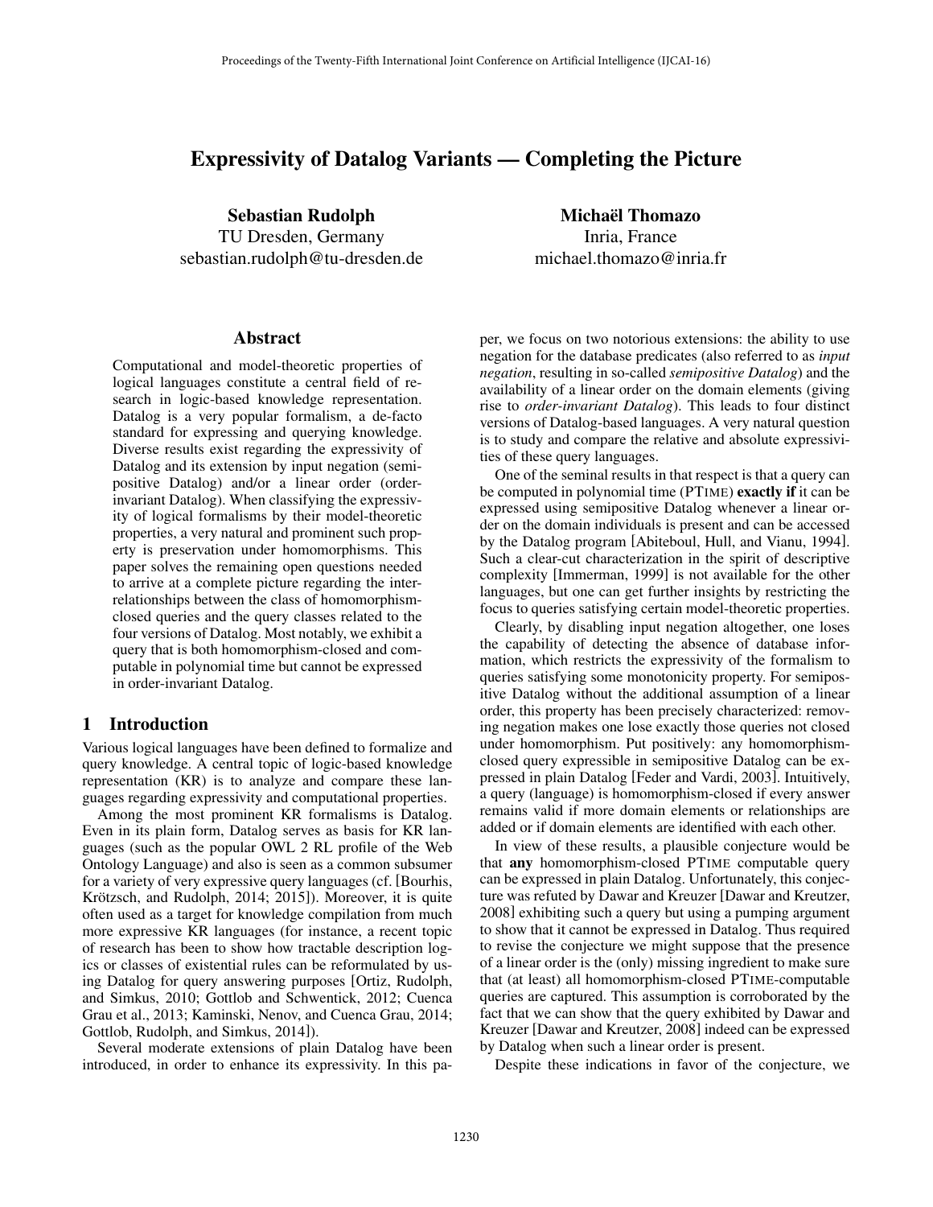# Expressivity of Datalog Variants — Completing the Picture

**Sebastian Rudolph**
TU Dresden, Germany
sebastian.rudolph@tu-dresden.de

**Michaël Thomazo**
Inria, France
michael.thomazo@inria.fr

## Abstract

Computational and model-theoretic properties of logical languages constitute a central field of research in logic-based knowledge representation. Datalog is a very popular formalism, a de-facto standard for expressing and querying knowledge. Diverse results exist regarding the expressivity of Datalog and its extension by input negation (semipositive Datalog) and/or a linear order (order-invariant Datalog). When classifying the expressivity of logical formalisms by their model-theoretic properties, a very natural and prominent such property is preservation under homomorphisms. This paper solves the remaining open questions needed to arrive at a complete picture regarding the interrelationships between the class of homomorphism-closed queries and the query classes related to the four versions of Datalog. Most notably, we exhibit a query that is both homomorphism-closed and computable in polynomial time but cannot be expressed in order-invariant Datalog.

## 1 Introduction

Various logical languages have been defined to formalize and query knowledge. A central topic of logic-based knowledge representation (KR) is to analyze and compare these languages regarding expressivity and computational properties.

Among the most prominent KR formalisms is Datalog. Even in its plain form, Datalog serves as basis for KR languages (such as the popular OWL 2 RL profile of the Web Ontology Language) and also is seen as a common subsumer for a variety of very expressive query languages (cf. [Bourhis, Krötzsch, and Rudolph, 2014; 2015]). Moreover, it is quite often used as a target for knowledge compilation from much more expressive KR languages (for instance, a recent topic of research has been to show how tractable description logics or classes of existential rules can be reformulated by using Datalog for query answering purposes [Ortiz, Rudolph, and Simkus, 2010; Gottlob and Schwentick, 2012; Cuenca Grau et al., 2013; Kaminski, Nenov, and Cuenca Grau, 2014; Gottlob, Rudolph, and Simkus, 2014]).

Several moderate extensions of plain Datalog have been introduced, in order to enhance its expressivity. In this paper, we focus on two notorious extensions: the ability to use negation for the database predicates (also referred to as *input negation*, resulting in so-called *semipositive Datalog*) and the availability of a linear order on the domain elements (giving rise to *order-invariant Datalog*). This leads to four distinct versions of Datalog-based languages. A very natural question is to study and compare the relative and absolute expressivities of these query languages.

One of the seminal results in that respect is that a query can be computed in polynomial time (PTIME) **exactly if** it can be expressed using semipositive Datalog whenever a linear order on the domain individuals is present and can be accessed by the Datalog program [Abiteboul, Hull, and Vianu, 1994]. Such a clear-cut characterization in the spirit of descriptive complexity [Immerman, 1999] is not available for the other languages, but one can get further insights by restricting the focus to queries satisfying certain model-theoretic properties.

Clearly, by disabling input negation altogether, one loses the capability of detecting the absence of database information, which restricts the expressivity of the formalism to queries satisfying some monotonicity property. For semipositive Datalog without the additional assumption of a linear order, this property has been precisely characterized: removing negation makes one lose exactly those queries not closed under homomorphism. Put positively: any homomorphism-closed query expressible in semipositive Datalog can be expressed in plain Datalog [Feder and Vardi, 2003]. Intuitively, a query (language) is homomorphism-closed if every answer remains valid if more domain elements or relationships are added or if domain elements are identified with each other.

In view of these results, a plausible conjecture would be that **any** homomorphism-closed PTIME computable query can be expressed in plain Datalog. Unfortunately, this conjecture was refuted by Dawar and Kreuzer [Dawar and Kreutzer, 2008] exhibiting such a query but using a pumping argument to show that it cannot be expressed in Datalog. Thus required to revise the conjecture we might suppose that the presence of a linear order is the (only) missing ingredient to make sure that (at least) all homomorphism-closed PTIME-computable queries are captured. This assumption is corroborated by the fact that we can show that the query exhibited by Dawar and Kreuzer [Dawar and Kreutzer, 2008] indeed can be expressed by Datalog when such a linear order is present.

Despite these indications in favor of the conjecture, we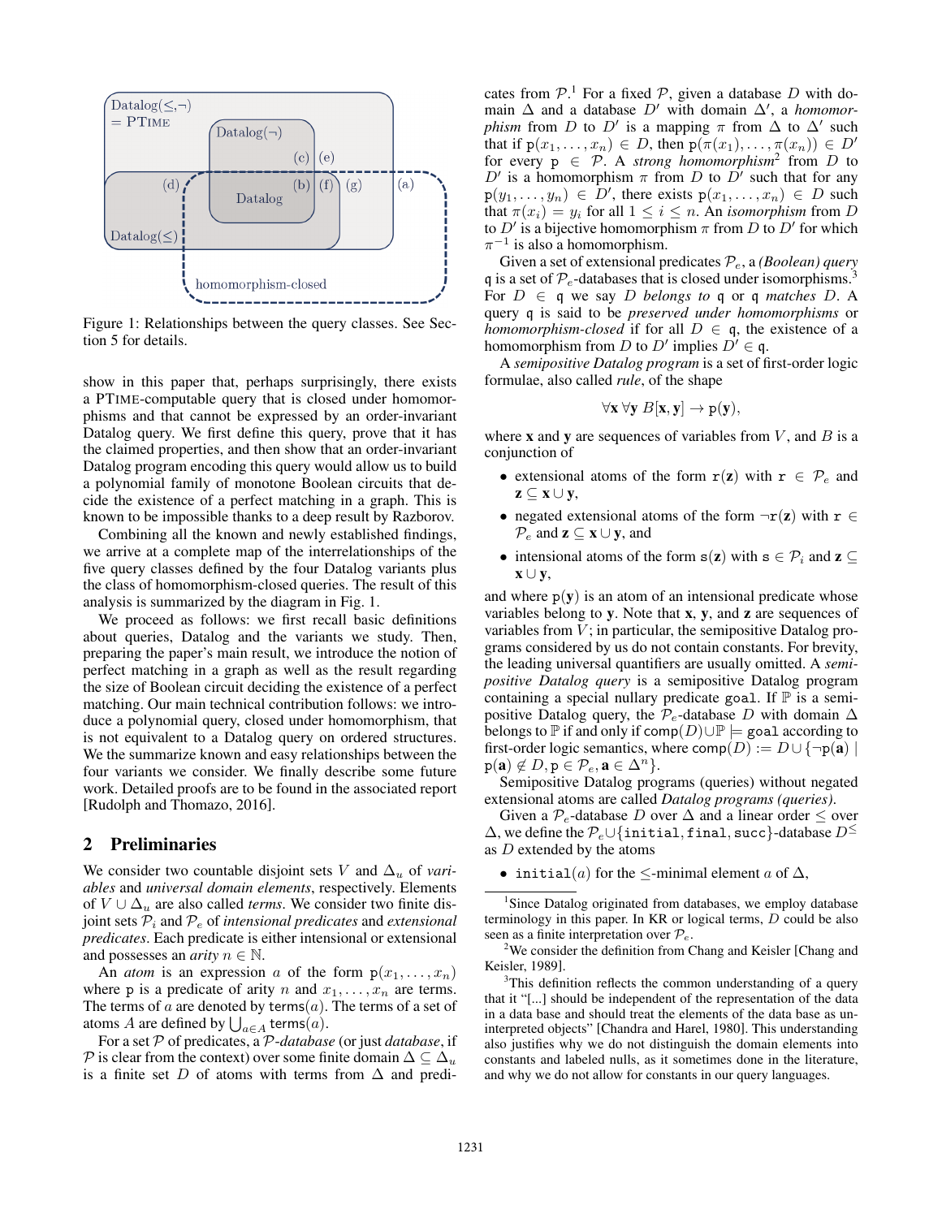Figure 1: Relationships between the query classes. See Section 5 for details.

show in this paper that, perhaps surprisingly, there exists a PTIME-computable query that is closed under homomorphisms and that cannot be expressed by an order-invariant Datalog query. We first define this query, prove that it has the claimed properties, and then show that an order-invariant Datalog program encoding this query would allow us to build a polynomial family of monotone Boolean circuits that decide the existence of a perfect matching in a graph. This is known to be impossible thanks to a deep result by Razborov.

Combining all the known and newly established findings, we arrive at a complete map of the interrelationships of the five query classes defined by the four Datalog variants plus the class of homomorphism-closed queries. The result of this analysis is summarized by the diagram in Fig. 1.

We proceed as follows: we first recall basic definitions about queries, Datalog and the variants we study. Then, preparing the paper's main result, we introduce the notion of perfect matching in a graph as well as the result regarding the size of Boolean circuit deciding the existence of a perfect matching. Our main technical contribution follows: we introduce a polynomial query, closed under homomorphism, that is not equivalent to a Datalog query on ordered structures. We the summarize known and easy relationships between the four variants we consider. We finally describe some future work. Detailed proofs are to be found in the associated report [Rudolph and Thomazo, 2016].

## 2 Preliminaries

We consider two countable disjoint sets $V$ and $\Delta_u$ of *variables* and *universal domain elements*, respectively. Elements of $V \cup \Delta_u$ are also called *terms*. We consider two finite disjoint sets $\mathcal{P}_i$ and $\mathcal{P}_e$ of *intensional predicates* and *extensional predicates*. Each predicate is either intensional or extensional and possesses an *arity* $n \in \mathbb{N}$.

An *atom* is an expression $a$ of the form $\mathtt{p}(x_1, \ldots, x_n)$ where $\mathtt{p}$ is a predicate of arity $n$ and $x_1, \ldots, x_n$ are terms. The terms of $a$ are denoted by $\mathsf{terms}(a)$. The terms of a set of atoms $A$ are defined by $\bigcup_{a \in A} \mathsf{terms}(a)$.

For a set $\mathcal{P}$ of predicates, a $\mathcal{P}$*-database* (or just *database*, if $\mathcal{P}$ is clear from the context) over some finite domain $\Delta \subseteq \Delta_u$ is a finite set $D$ of atoms with terms from $\Delta$ and predicates from $\mathcal{P}$.[1] For a fixed $\mathcal{P}$, given a database $D$ with domain $\Delta$ and a database $D'$ with domain $\Delta'$, a *homomorphism* from $D$ to $D'$ is a mapping $\pi$ from $\Delta$ to $\Delta'$ such that if $\mathtt{p}(x_1, \ldots, x_n) \in D$, then $\mathtt{p}(\pi(x_1), \ldots, \pi(x_n)) \in D'$ for every $\mathtt{p} \in \mathcal{P}$. A *strong homomorphism*[2] from $D$ to $D'$ is a homomorphism $\pi$ from $D$ to $D'$ such that for any $\mathtt{p}(y_1, \ldots, y_n) \in D'$, there exists $\mathtt{p}(x_1, \ldots, x_n) \in D$ such that $\pi(x_i) = y_i$ for all $1 \leq i \leq n$. An *isomorphism* from $D$ to $D'$ is a bijective homomorphism $\pi$ from $D$ to $D'$ for which $\pi^{-1}$ is also a homomorphism.

Given a set of extensional predicates $\mathcal{P}_e$, a *(Boolean) query* $\mathtt{q}$ is a set of $\mathcal{P}_e$-databases that is closed under isomorphisms.[3] For $D \in \mathtt{q}$ we say $D$ *belongs to* $\mathtt{q}$ or $\mathtt{q}$ *matches* $D$. A query $\mathtt{q}$ is said to be *preserved under homomorphisms* or *homomorphism-closed* if for all $D \in \mathtt{q}$, the existence of a homomorphism from $D$ to $D'$ implies $D' \in \mathtt{q}$.

A *semipositive Datalog program* is a set of first-order logic formulae, also called *rule*, of the shape

$$\forall \mathbf{x}\, \forall \mathbf{y}\; B[\mathbf{x}, \mathbf{y}] \rightarrow \mathtt{p}(\mathbf{y}),$$

where $\mathbf{x}$ and $\mathbf{y}$ are sequences of variables from $V$, and $B$ is a conjunction of

- extensional atoms of the form $\mathtt{r}(\mathbf{z})$ with $\mathtt{r} \in \mathcal{P}_e$ and $\mathbf{z} \subseteq \mathbf{x} \cup \mathbf{y}$,
- negated extensional atoms of the form $\neg\mathtt{r}(\mathbf{z})$ with $\mathtt{r} \in \mathcal{P}_e$ and $\mathbf{z} \subseteq \mathbf{x} \cup \mathbf{y}$, and
- intensional atoms of the form $\mathtt{s}(\mathbf{z})$ with $\mathtt{s} \in \mathcal{P}_i$ and $\mathbf{z} \subseteq \mathbf{x} \cup \mathbf{y}$,

and where $\mathtt{p}(\mathbf{y})$ is an atom of an intensional predicate whose variables belong to $\mathbf{y}$. Note that $\mathbf{x}$, $\mathbf{y}$, and $\mathbf{z}$ are sequences of variables from $V$; in particular, the semipositive Datalog programs considered by us do not contain constants. For brevity, the leading universal quantifiers are usually omitted. A *semipositive Datalog query* is a semipositive Datalog program containing a special nullary predicate $\mathtt{goal}$. If $\mathbb{P}$ is a semipositive Datalog query, the $\mathcal{P}_e$-database $D$ with domain $\Delta$ belongs to $\mathbb{P}$ if and only if $\mathsf{comp}(D) \cup \mathbb{P} \models \mathtt{goal}$ according to first-order logic semantics, where $\mathsf{comp}(D) := D \cup \{\neg\mathtt{p}(\mathbf{a}) \mid \mathtt{p}(\mathbf{a}) \notin D, \mathtt{p} \in \mathcal{P}_e, \mathbf{a} \in \Delta^n\}$.

Semipositive Datalog programs (queries) without negated extensional atoms are called *Datalog programs (queries)*.

Given a $\mathcal{P}_e$-database $D$ over $\Delta$ and a linear order $\leq$ over $\Delta$, we define the $\mathcal{P}_e \cup \{\mathtt{initial}, \mathtt{final}, \mathtt{succ}\}$-database $D^{\leq}$ as $D$ extended by the atoms

- $\mathtt{initial}(a)$ for the $\leq$-minimal element $a$ of $\Delta$,

[1] Since Datalog originated from databases, we employ database terminology in this paper. In KR or logical terms, $D$ could be also seen as a finite interpretation over $\mathcal{P}_e$.

[2] We consider the definition from Chang and Keisler [Chang and Keisler, 1989].

[3] This definition reflects the common understanding of a query that it "[...] should be independent of the representation of the data in a data base and should treat the elements of the data base as uninterpreted objects" [Chandra and Harel, 1980]. This understanding also justifies why we do not distinguish the domain elements into constants and labeled nulls, as it sometimes done in the literature, and why we do not allow for constants in our query languages.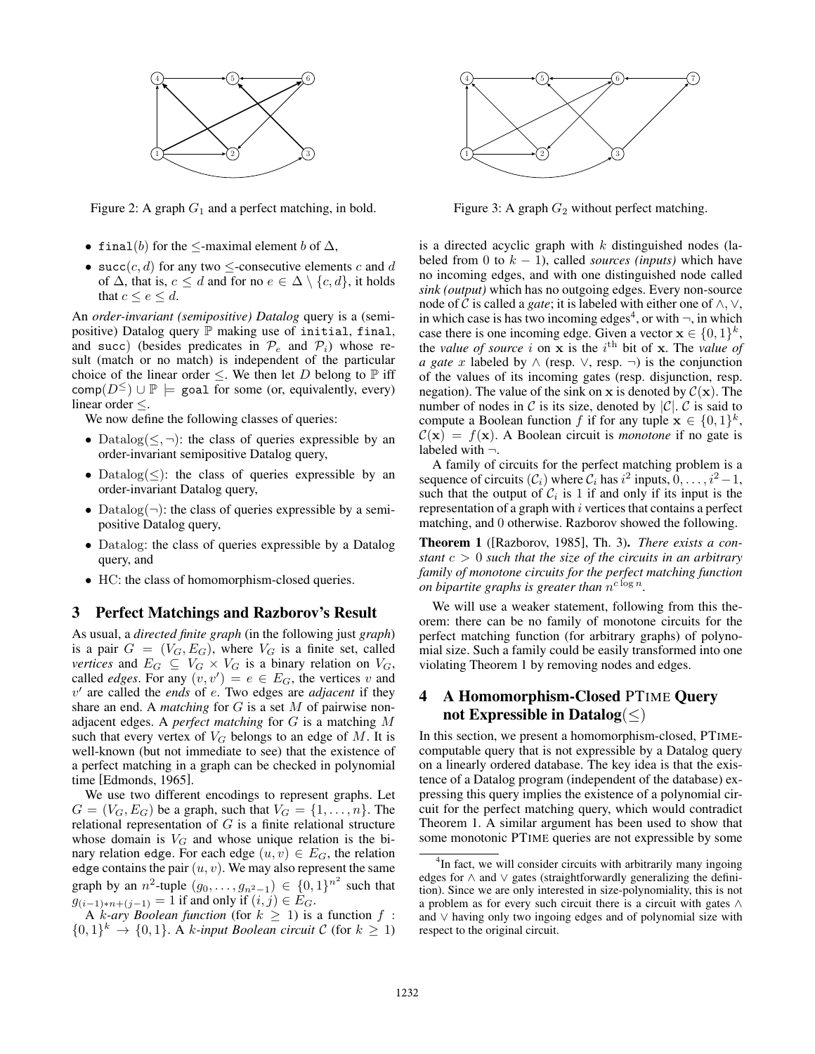Figure 2: A graph $G_1$ and a perfect matching, in bold.

Figure 3: A graph $G_2$ without perfect matching.

- $\texttt{final}(b)$ for the $\leq$-maximal element $b$ of $\Delta$,
- $\texttt{succ}(c, d)$ for any two $\leq$-consecutive elements $c$ and $d$ of $\Delta$, that is, $c \leq d$ and for no $e \in \Delta \setminus \{c, d\}$, it holds that $c \leq e \leq d$.

An *order-invariant (semipositive) Datalog* query is a (semipositive) Datalog query $\mathbb{P}$ making use of initial, final, and succ) (besides predicates in $\mathcal{P}_e$ and $\mathcal{P}_i$) whose result (match or no match) is independent of the particular choice of the linear order $\leq$. We then let $D$ belong to $\mathbb{P}$ iff $\texttt{comp}(D^{\leq}) \cup \mathbb{P} \models \texttt{goal}$ for some (or, equivalently, every) linear order $\leq$.

We now define the following classes of queries:

- Datalog$(\leq, \neg)$: the class of queries expressible by an order-invariant semipositive Datalog query,
- Datalog$(\leq)$: the class of queries expressible by an order-invariant Datalog query,
- Datalog$(\neg)$: the class of queries expressible by a semipositive Datalog query,
- Datalog: the class of queries expressible by a Datalog query, and
- HC: the class of homomorphism-closed queries.

## 3 Perfect Matchings and Razborov's Result

As usual, a *directed finite graph* (in the following just *graph*) is a pair $G = (V_G, E_G)$, where $V_G$ is a finite set, called *vertices* and $E_G \subseteq V_G \times V_G$ is a binary relation on $V_G$, called *edges*. For any $(v, v') = e \in E_G$, the vertices $v$ and $v'$ are called the *ends* of $e$. Two edges are *adjacent* if they share an end. A *matching* for $G$ is a set $M$ of pairwise non-adjacent edges. A *perfect matching* for $G$ is a matching $M$ such that every vertex of $V_G$ belongs to an edge of $M$. It is well-known (but not immediate to see) that the existence of a perfect matching in a graph can be checked in polynomial time [Edmonds, 1965].

We use two different encodings to represent graphs. Let $G = (V_G, E_G)$ be a graph, such that $V_G = \{1, \ldots, n\}$. The relational representation of $G$ is a finite relational structure whose domain is $V_G$ and whose unique relation is the binary relation edge. For each edge $(u, v) \in E_G$, the relation edge contains the pair $(u, v)$. We may also represent the same graph by an $n^2$-tuple $(g_0, \ldots, g_{n^2-1}) \in \{0, 1\}^{n^2}$ such that $g_{(i-1)*n+(j-1)} = 1$ if and only if $(i, j) \in E_G$.

A *k-ary Boolean function* (for $k \geq 1$) is a function $f : \{0, 1\}^k \to \{0, 1\}$. A *k-input Boolean circuit* $\mathcal{C}$ (for $k \geq 1$) is a directed acyclic graph with $k$ distinguished nodes (labeled from $0$ to $k - 1$), called *sources (inputs)* which have no incoming edges, and with one distinguished node called *sink (output)* which has no outgoing edges. Every non-source node of $\mathcal{C}$ is called a *gate*; it is labeled with either one of $\wedge, \vee$, in which case is has two incoming edges[4], or with $\neg$, in which case there is one incoming edge. Given a vector $\mathbf{x} \in \{0, 1\}^k$, the *value of source* $i$ on $\mathbf{x}$ is the $i^{\text{th}}$ bit of $\mathbf{x}$. The *value of a gate* $x$ labeled by $\wedge$ (resp. $\vee$, resp. $\neg$) is the conjunction of the values of its incoming gates (resp. disjunction, resp. negation). The value of the sink on $\mathbf{x}$ is denoted by $\mathcal{C}(\mathbf{x})$. The number of nodes in $\mathcal{C}$ is its size, denoted by $|\mathcal{C}|$. $\mathcal{C}$ is said to compute a Boolean function $f$ if for any tuple $\mathbf{x} \in \{0, 1\}^k$, $\mathcal{C}(\mathbf{x}) = f(\mathbf{x})$. A Boolean circuit is *monotone* if no gate is labeled with $\neg$.

A family of circuits for the perfect matching problem is a sequence of circuits $(\mathcal{C}_i)$ where $\mathcal{C}_i$ has $i^2$ inputs, $0, \ldots, i^2-1$, such that the output of $\mathcal{C}_i$ is 1 if and only if its input is the representation of a graph with $i$ vertices that contains a perfect matching, and 0 otherwise. Razborov showed the following.

**Theorem 1** ([Razborov, 1985], Th. 3)**.** *There exists a constant $c > 0$ such that the size of the circuits in an arbitrary family of monotone circuits for the perfect matching function on bipartite graphs is greater than $n^{c \log n}$.*

We will use a weaker statement, following from this theorem: there can be no family of monotone circuits for the perfect matching function (for arbitrary graphs) of polynomial size. Such a family could be easily transformed into one violating Theorem 1 by removing nodes and edges.

## 4 A Homomorphism-Closed PTIME Query not Expressible in Datalog$(\leq)$

In this section, we present a homomorphism-closed, PTIME-computable query that is not expressible by a Datalog query on a linearly ordered database. The key idea is that the existence of a Datalog program (independent of the database) expressing this query implies the existence of a polynomial circuit for the perfect matching query, which would contradict Theorem 1. A similar argument has been used to show that some monotonic PTIME queries are not expressible by some

[4] In fact, we will consider circuits with arbitrarily many ingoing edges for $\wedge$ and $\vee$ gates (straightforwardly generalizing the definition). Since we are only interested in size-polynomiality, this is not a problem as for every such circuit there is a circuit with gates $\wedge$ and $\vee$ having only two ingoing edges and of polynomial size with respect to the original circuit.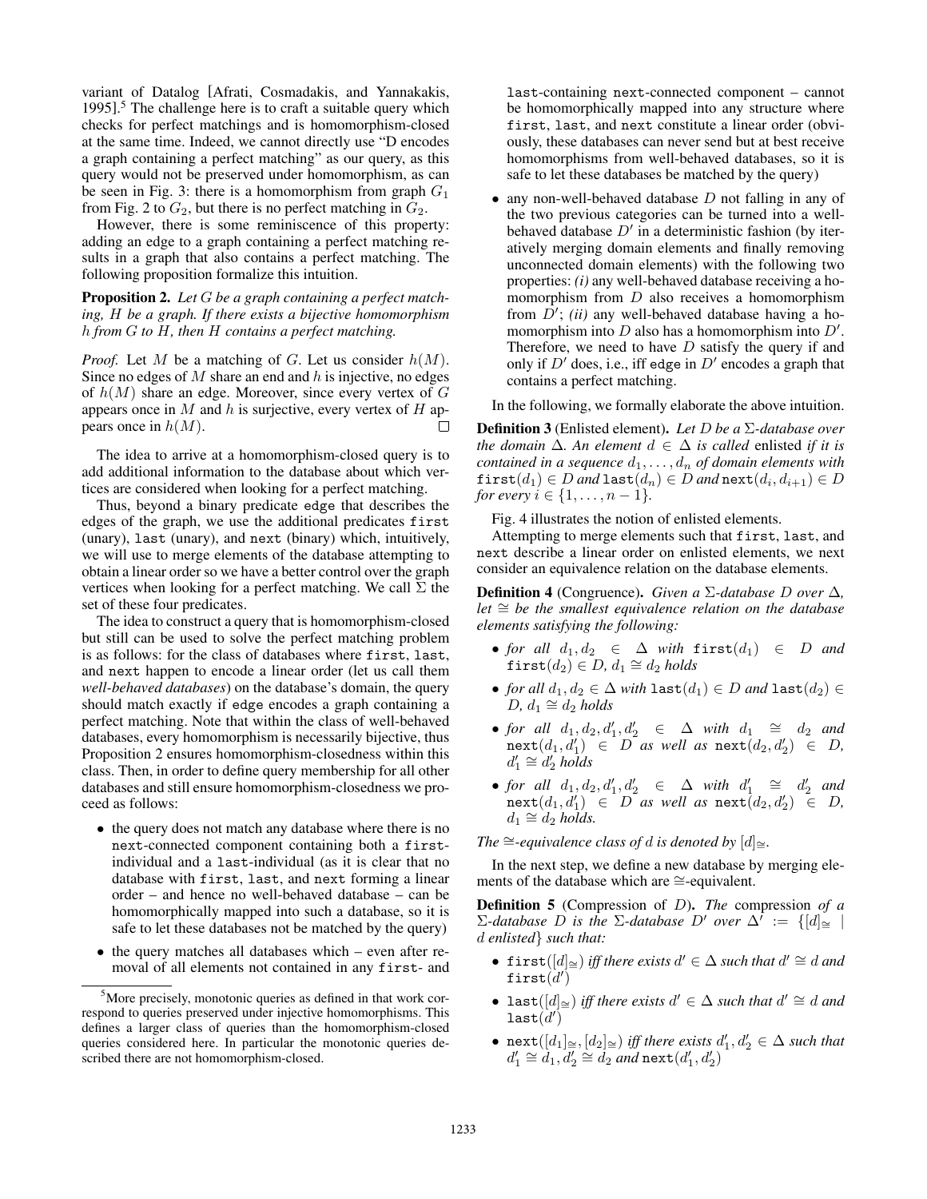variant of Datalog [Afrati, Cosmadakis, and Yannakakis, 1995].[5] The challenge here is to craft a suitable query which checks for perfect matchings and is homomorphism-closed at the same time. Indeed, we cannot directly use "D encodes a graph containing a perfect matching" as our query, as this query would not be preserved under homomorphism, as can be seen in Fig. 3: there is a homomorphism from graph $G_1$ from Fig. 2 to $G_2$, but there is no perfect matching in $G_2$.

However, there is some reminiscence of this property: adding an edge to a graph containing a perfect matching results in a graph that also contains a perfect matching. The following proposition formalize this intuition.

**Proposition 2.** *Let $G$ be a graph containing a perfect matching, $H$ be a graph. If there exists a bijective homomorphism $h$ from $G$ to $H$, then $H$ contains a perfect matching.*

*Proof.* Let $M$ be a matching of $G$. Let us consider $h(M)$. Since no edges of $M$ share an end and $h$ is injective, no edges of $h(M)$ share an edge. Moreover, since every vertex of $G$ appears once in $M$ and $h$ is surjective, every vertex of $H$ appears once in $h(M)$. □

The idea to arrive at a homomorphism-closed query is to add additional information to the database about which vertices are considered when looking for a perfect matching.

Thus, beyond a binary predicate edge that describes the edges of the graph, we use the additional predicates first (unary), last (unary), and next (binary) which, intuitively, we will use to merge elements of the database attempting to obtain a linear order so we have a better control over the graph vertices when looking for a perfect matching. We call $\Sigma$ the set of these four predicates.

The idea to construct a query that is homomorphism-closed but still can be used to solve the perfect matching problem is as follows: for the class of databases where first, last, and next happen to encode a linear order (let us call them *well-behaved databases*) on the database's domain, the query should match exactly if edge encodes a graph containing a perfect matching. Note that within the class of well-behaved databases, every homomorphism is necessarily bijective, thus Proposition 2 ensures homomorphism-closedness within this class. Then, in order to define query membership for all other databases and still ensure homomorphism-closedness we proceed as follows:

- the query does not match any database where there is no next-connected component containing both a first-individual and a last-individual (as it is clear that no database with first, last, and next forming a linear order – and hence no well-behaved database – can be homomorphically mapped into such a database, so it is safe to let these databases be not matched by the query)
- the query matches all databases which – even after removal of all elements not contained in any first- and last-containing next-connected component – cannot be homomorphically mapped into any structure where first, last, and next constitute a linear order (obviously, these databases can never send but at best receive homomorphisms from well-behaved databases, so it is safe to let these databases be matched by the query)
- any non-well-behaved database $D$ not falling in any of the two previous categories can be turned into a well-behaved database $D'$ in a deterministic fashion (by iteratively merging domain elements and finally removing unconnected domain elements) with the following two properties: *(i)* any well-behaved database receiving a homomorphism from $D$ also receives a homomorphism from $D'$; *(ii)* any well-behaved database having a homomorphism into $D$ also has a homomorphism into $D'$. Therefore, we need to have $D$ satisfy the query if and only if $D'$ does, i.e., iff edge in $D'$ encodes a graph that contains a perfect matching.

In the following, we formally elaborate the above intuition.

**Definition 3** (Enlisted element). *Let $D$ be a $\Sigma$-database over the domain $\Delta$. An element $d \in \Delta$ is called* enlisted *if it is contained in a sequence $d_1, \ldots, d_n$ of domain elements with $\texttt{first}(d_1) \in D$ and $\texttt{last}(d_n) \in D$ and $\texttt{next}(d_i, d_{i+1}) \in D$ for every $i \in \{1, \ldots, n-1\}$.*

Fig. 4 illustrates the notion of enlisted elements.

Attempting to merge elements such that first, last, and next describe a linear order on enlisted elements, we next consider an equivalence relation on the database elements.

**Definition 4** (Congruence). *Given a $\Sigma$-database $D$ over $\Delta$, let $\cong$ be the smallest equivalence relation on the database elements satisfying the following:*

- *for all $d_1, d_2 \in \Delta$ with $\texttt{first}(d_1) \in D$ and $\texttt{first}(d_2) \in D$, $d_1 \cong d_2$ holds*
- *for all $d_1, d_2 \in \Delta$ with $\texttt{last}(d_1) \in D$ and $\texttt{last}(d_2) \in D$, $d_1 \cong d_2$ holds*
- *for all $d_1, d_2, d_1', d_2' \in \Delta$ with $d_1 \cong d_2$ and $\texttt{next}(d_1, d_1') \in D$ as well as $\texttt{next}(d_2, d_2') \in D$, $d_1' \cong d_2'$ holds*
- *for all $d_1, d_2, d_1', d_2' \in \Delta$ with $d_1' \cong d_2'$ and $\texttt{next}(d_1, d_1') \in D$ as well as $\texttt{next}(d_2, d_2') \in D$, $d_1 \cong d_2$ holds.*

*The $\cong$-equivalence class of $d$ is denoted by $[d]_\cong$.*

In the next step, we define a new database by merging elements of the database which are $\cong$-equivalent.

**Definition 5** (Compression of $D$). *The* compression *of a $\Sigma$-database $D$ is the $\Sigma$-database $D'$ over $\Delta' := \{[d]_\cong \mid d$ enlisted$\}$ such that:*

- *$\texttt{first}([d]_\cong)$ iff there exists $d' \in \Delta$ such that $d' \cong d$ and $\texttt{first}(d')$*
- *$\texttt{last}([d]_\cong)$ iff there exists $d' \in \Delta$ such that $d' \cong d$ and $\texttt{last}(d')$*
- *$\texttt{next}([d_1]_\cong, [d_2]_\cong)$ iff there exists $d_1', d_2' \in \Delta$ such that $d_1' \cong d_1, d_2' \cong d_2$ and $\texttt{next}(d_1', d_2')$*

[5] More precisely, monotonic queries as defined in that work correspond to queries preserved under injective homomorphisms. This defines a larger class of queries than the homomorphism-closed queries considered here. In particular the monotonic queries described there are not homomorphism-closed.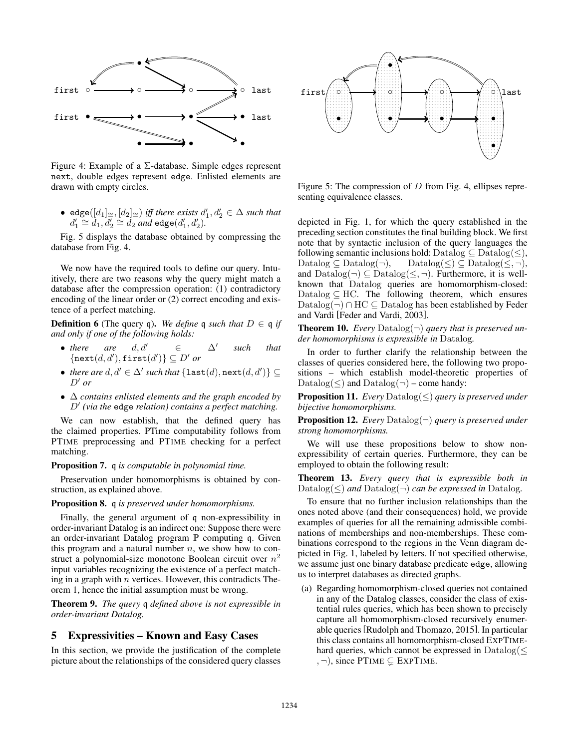Figure 4: Example of a $\Sigma$-database. Simple edges represent next, double edges represent edge. Enlisted elements are drawn with empty circles.

- edge$([d_1]_\cong, [d_2]_\cong)$ *iff there exists* $d'_1, d'_2 \in \Delta$ *such that* $d'_1 \cong d_1, d'_2 \cong d_2$ *and* edge$(d'_1, d'_2)$.

Fig. 5 displays the database obtained by compressing the database from Fig. 4.

Figure 5: The compression of $D$ from Fig. 4, ellipses representing equivalence classes.

We now have the required tools to define our query. Intuitively, there are two reasons why the query might match a database after the compression operation: (1) contradictory encoding of the linear order or (2) correct encoding and existence of a perfect matching.

**Definition 6** (The query q). *We define* q *such that* $D \in$ q *if and only if one of the following holds:*

- *there are* $d, d' \in \Delta'$ *such that* $\{\texttt{next}(d, d'), \texttt{first}(d')\} \subseteq D'$ *or*
- *there are* $d, d' \in \Delta'$ *such that* $\{\texttt{last}(d), \texttt{next}(d, d')\} \subseteq D'$ *or*
- $\Delta$ *contains enlisted elements and the graph encoded by* $D'$ *(via the* edge *relation) contains a perfect matching.*

We can now establish, that the defined query has the claimed properties. PTime computability follows from PTIME preprocessing and PTIME checking for a perfect matching.

**Proposition 7.** q *is computable in polynomial time.*

Preservation under homomorphisms is obtained by construction, as explained above.

**Proposition 8.** q *is preserved under homomorphisms.*

Finally, the general argument of q non-expressibility in order-invariant Datalog is an indirect one: Suppose there were an order-invariant Datalog program $\mathbb{P}$ computing q. Given this program and a natural number $n$, we show how to construct a polynomial-size monotone Boolean circuit over $n^2$ input variables recognizing the existence of a perfect matching in a graph with $n$ vertices. However, this contradicts Theorem 1, hence the initial assumption must be wrong.

**Theorem 9.** *The query* q *defined above is not expressible in order-invariant Datalog.*

## 5 Expressivities – Known and Easy Cases

In this section, we provide the justification of the complete picture about the relationships of the considered query classes depicted in Fig. 1, for which the query established in the preceding section constitutes the final building block. We first note that by syntactic inclusion of the query languages the following semantic inclusions hold: $\text{Datalog} \subseteq \text{Datalog}(\leq)$, $\text{Datalog} \subseteq \text{Datalog}(\neg)$, $\text{Datalog}(\leq) \subseteq \text{Datalog}(\leq, \neg)$, and $\text{Datalog}(\neg) \subseteq \text{Datalog}(\leq, \neg)$. Furthermore, it is well-known that Datalog queries are homomorphism-closed: $\text{Datalog} \subseteq \text{HC}$. The following theorem, which ensures $\text{Datalog}(\neg) \cap \text{HC} \subseteq \text{Datalog}$ has been established by Feder and Vardi [Feder and Vardi, 2003].

**Theorem 10.** *Every* $\text{Datalog}(\neg)$ *query that is preserved under homomorphisms is expressible in* Datalog.

In order to further clarify the relationship between the classes of queries considered here, the following two propositions – which establish model-theoretic properties of $\text{Datalog}(\leq)$ and $\text{Datalog}(\neg)$ – come handy:

**Proposition 11.** *Every* $\text{Datalog}(\leq)$ *query is preserved under bijective homomorphisms.*

**Proposition 12.** *Every* $\text{Datalog}(\neg)$ *query is preserved under strong homomorphisms.*

We will use these propositions below to show non-expressibility of certain queries. Furthermore, they can be employed to obtain the following result:

**Theorem 13.** *Every query that is expressible both in* $\text{Datalog}(\leq)$ *and* $\text{Datalog}(\neg)$ *can be expressed in* Datalog.

To ensure that no further inclusion relationships than the ones noted above (and their consequences) hold, we provide examples of queries for all the remaining admissible combinations of memberships and non-memberships. These combinations correspond to the regions in the Venn diagram depicted in Fig. 1, labeled by letters. If not specified otherwise, we assume just one binary database predicate edge, allowing us to interpret databases as directed graphs.

(a) Regarding homomorphism-closed queries not contained in any of the Datalog classes, consider the class of existential rules queries, which has been shown to precisely capture all homomorphism-closed recursively enumerable queries [Rudolph and Thomazo, 2015]. In particular this class contains all homomorphism-closed EXPTIME-hard queries, which cannot be expressed in $\text{Datalog}(\leq, \neg)$, since $\text{PTIME} \subsetneq \text{EXPTIME}$.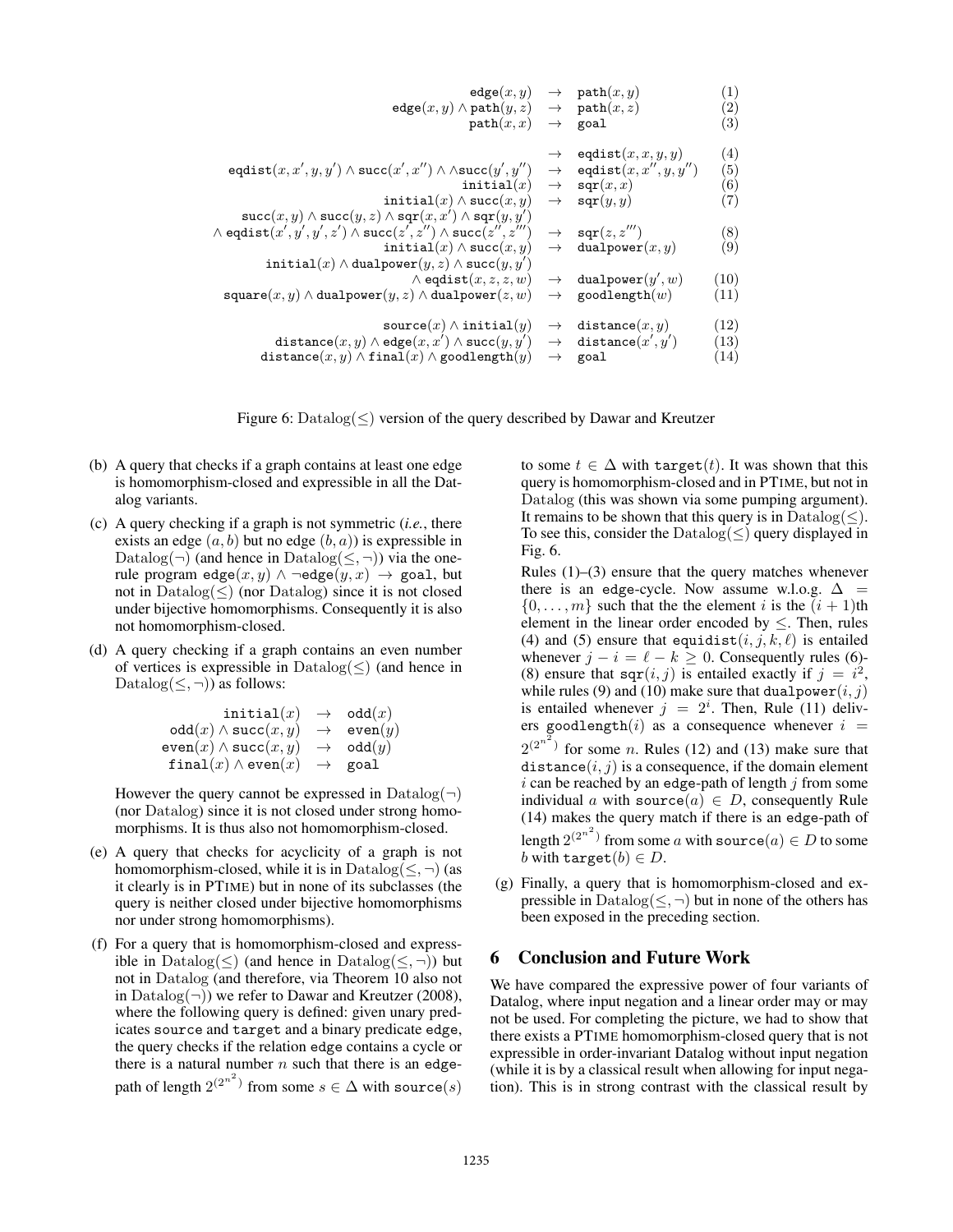$$
\begin{array}{rcll}
\mathtt{edge}(x,y) & \rightarrow & \mathtt{path}(x,y) & (1)\\
\mathtt{edge}(x,y) \wedge \mathtt{path}(y,z) & \rightarrow & \mathtt{path}(x,z) & (2)\\
\mathtt{path}(x,x) & \rightarrow & \mathtt{goal} & (3)\\
\\
& \rightarrow & \mathtt{eqdist}(x,x,y,y) & (4)\\
\mathtt{eqdist}(x,x',y,y') \wedge \mathtt{succ}(x',x'') \wedge \wedge \mathtt{succ}(y',y'') & \rightarrow & \mathtt{eqdist}(x,x'',y,y'') & (5)\\
\mathtt{initial}(x) & \rightarrow & \mathtt{sqr}(x,x) & (6)\\
\mathtt{initial}(x) \wedge \mathtt{succ}(x,y) & \rightarrow & \mathtt{sqr}(y,y) & (7)\\
\mathtt{succ}(x,y) \wedge \mathtt{succ}(y,z) \wedge \mathtt{sqr}(x,x') \wedge \mathtt{sqr}(y,y') & & & \\
\wedge\, \mathtt{eqdist}(x',y',y',z') \wedge \mathtt{succ}(z',z'') \wedge \mathtt{succ}(z'',z''') & \rightarrow & \mathtt{sqr}(z,z''') & (8)\\
\mathtt{initial}(x) \wedge \mathtt{succ}(x,y) & \rightarrow & \mathtt{dualpower}(x,y) & (9)\\
\mathtt{initial}(x) \wedge \mathtt{dualpower}(y,z) \wedge \mathtt{succ}(y,y') & & & \\
\wedge\, \mathtt{eqdist}(x,z,z,w) & \rightarrow & \mathtt{dualpower}(y',w) & (10)\\
\mathtt{square}(x,y) \wedge \mathtt{dualpower}(y,z) \wedge \mathtt{dualpower}(z,w) & \rightarrow & \mathtt{goodlength}(w) & (11)\\
\\
\mathtt{source}(x) \wedge \mathtt{initial}(y) & \rightarrow & \mathtt{distance}(x,y) & (12)\\
\mathtt{distance}(x,y) \wedge \mathtt{edge}(x,x') \wedge \mathtt{succ}(y,y') & \rightarrow & \mathtt{distance}(x',y') & (13)\\
\mathtt{distance}(x,y) \wedge \mathtt{final}(x) \wedge \mathtt{goodlength}(y) & \rightarrow & \mathtt{goal} & (14)
\end{array}
$$

Figure 6: Datalog($\leq$) version of the query described by Dawar and Kreutzer

(b) A query that checks if a graph contains at least one edge is homomorphism-closed and expressible in all the Datalog variants.

(c) A query checking if a graph is not symmetric (*i.e.*, there exists an edge $(a, b)$ but no edge $(b, a)$) is expressible in Datalog($\neg$) (and hence in Datalog($\leq, \neg$)) via the one-rule program $\mathtt{edge}(x, y) \wedge \neg\mathtt{edge}(y, x) \rightarrow \mathtt{goal}$, but not in Datalog($\leq$) (nor Datalog) since it is not closed under bijective homomorphisms. Consequently it is also not homomorphism-closed.

(d) A query checking if a graph contains an even number of vertices is expressible in Datalog($\leq$) (and hence in Datalog($\leq, \neg$)) as follows:

$$
\begin{array}{rcl}
\mathtt{initial}(x) & \rightarrow & \mathtt{odd}(x)\\
\mathtt{odd}(x) \wedge \mathtt{succ}(x,y) & \rightarrow & \mathtt{even}(y)\\
\mathtt{even}(x) \wedge \mathtt{succ}(x,y) & \rightarrow & \mathtt{odd}(y)\\
\mathtt{final}(x) \wedge \mathtt{even}(x) & \rightarrow & \mathtt{goal}
\end{array}
$$

However the query cannot be expressed in Datalog($\neg$) (nor Datalog) since it is not closed under strong homomorphisms. It is thus also not homomorphism-closed.

(e) A query that checks for acyclicity of a graph is not homomorphism-closed, while it is in Datalog($\leq, \neg$) (as it clearly is in PTIME) but in none of its subclasses (the query is neither closed under bijective homomorphisms nor under strong homomorphisms).

(f) For a query that is homomorphism-closed and expressible in Datalog($\leq$) (and hence in Datalog($\leq, \neg$)) but not in Datalog (and therefore, via Theorem 10 also not in Datalog($\neg$)) we refer to Dawar and Kreutzer (2008), where the following query is defined: given unary predicates source and target and a binary predicate edge, the query checks if the relation edge contains a cycle or there is a natural number $n$ such that there is an edge-path of length $2^{(2^{n^2})}$ from some $s \in \Delta$ with $\mathtt{source}(s)$ to some $t \in \Delta$ with $\mathtt{target}(t)$. It was shown that this query is homomorphism-closed and in PTIME, but not in Datalog (this was shown via some pumping argument). It remains to be shown that this query is in Datalog($\leq$). To see this, consider the Datalog($\leq$) query displayed in Fig. 6.

Rules (1)–(3) ensure that the query matches whenever there is an edge-cycle. Now assume w.l.o.g. $\Delta = \{0, \ldots, m\}$ such that the the element $i$ is the $(i+1)$th element in the linear order encoded by $\leq$. Then, rules (4) and (5) ensure that $\mathtt{equidist}(i, j, k, \ell)$ is entailed whenever $j - i = \ell - k \geq 0$. Consequently rules (6)-(8) ensure that $\mathtt{sqr}(i, j)$ is entailed exactly if $j = i^2$, while rules (9) and (10) make sure that $\mathtt{dualpower}(i, j)$ is entailed whenever $j = 2^i$. Then, Rule (11) delivers $\mathtt{goodlength}(i)$ as a consequence whenever $i = 2^{(2^{n^2})}$ for some $n$. Rules (12) and (13) make sure that $\mathtt{distance}(i, j)$ is a consequence, if the domain element $i$ can be reached by an edge-path of length $j$ from some individual $a$ with $\mathtt{source}(a) \in D$, consequently Rule (14) makes the query match if there is an edge-path of length $2^{(2^{n^2})}$ from some $a$ with $\mathtt{source}(a) \in D$ to some $b$ with $\mathtt{target}(b) \in D$.

(g) Finally, a query that is homomorphism-closed and expressible in Datalog($\leq, \neg$) but in none of the others has been exposed in the preceding section.

## 6 Conclusion and Future Work

We have compared the expressive power of four variants of Datalog, where input negation and a linear order may or may not be used. For completing the picture, we had to show that there exists a PTIME homomorphism-closed query that is not expressible in order-invariant Datalog without input negation (while it is by a classical result when allowing for input negation). This is in strong contrast with the classical result by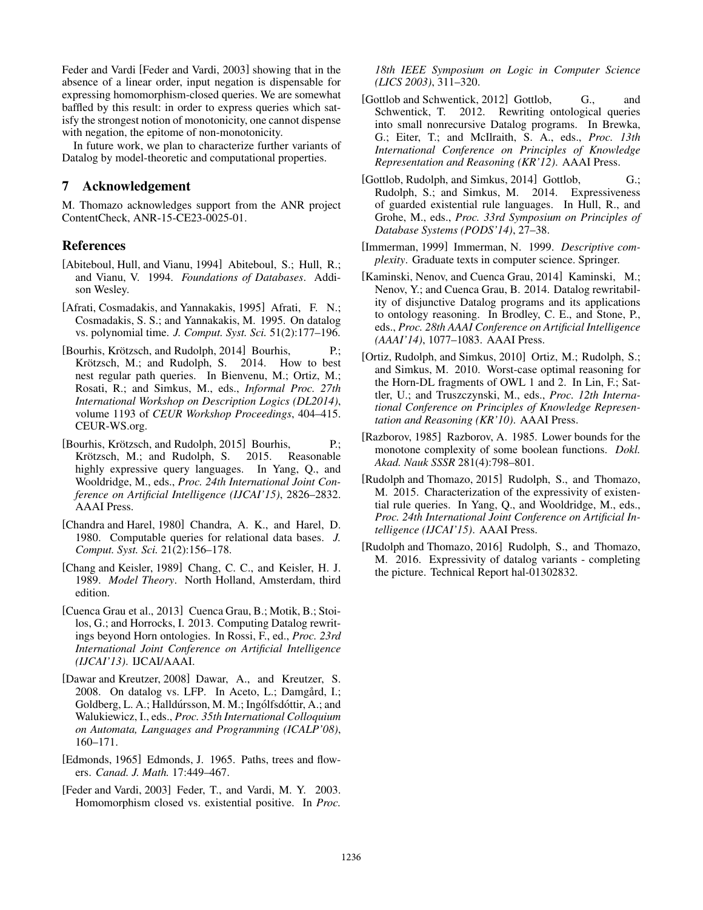Feder and Vardi [Feder and Vardi, 2003] showing that in the absence of a linear order, input negation is dispensable for expressing homomorphism-closed queries. We are somewhat baffled by this result: in order to express queries which satisfy the strongest notion of monotonicity, one cannot dispense with negation, the epitome of non-monotonicity.

In future work, we plan to characterize further variants of Datalog by model-theoretic and computational properties.

## 7 Acknowledgement

M. Thomazo acknowledges support from the ANR project ContentCheck, ANR-15-CE23-0025-01.

## References

[Abiteboul, Hull, and Vianu, 1994] Abiteboul, S.; Hull, R.; and Vianu, V. 1994. *Foundations of Databases*. Addison Wesley.

[Afrati, Cosmadakis, and Yannakakis, 1995] Afrati, F. N.; Cosmadakis, S. S.; and Yannakakis, M. 1995. On datalog vs. polynomial time. *J. Comput. Syst. Sci.* 51(2):177–196.

[Bourhis, Krötzsch, and Rudolph, 2014] Bourhis, P.; Krötzsch, M.; and Rudolph, S. 2014. How to best nest regular path queries. In Bienvenu, M.; Ortiz, M.; Rosati, R.; and Simkus, M., eds., *Informal Proc. 27th International Workshop on Description Logics (DL2014)*, volume 1193 of *CEUR Workshop Proceedings*, 404–415. CEUR-WS.org.

[Bourhis, Krötzsch, and Rudolph, 2015] Bourhis, P.; Krötzsch, M.; and Rudolph, S. 2015. Reasonable highly expressive query languages. In Yang, Q., and Wooldridge, M., eds., *Proc. 24th International Joint Conference on Artificial Intelligence (IJCAI'15)*, 2826–2832. AAAI Press.

[Chandra and Harel, 1980] Chandra, A. K., and Harel, D. 1980. Computable queries for relational data bases. *J. Comput. Syst. Sci.* 21(2):156–178.

[Chang and Keisler, 1989] Chang, C. C., and Keisler, H. J. 1989. *Model Theory*. North Holland, Amsterdam, third edition.

[Cuenca Grau et al., 2013] Cuenca Grau, B.; Motik, B.; Stoilos, G.; and Horrocks, I. 2013. Computing Datalog rewritings beyond Horn ontologies. In Rossi, F., ed., *Proc. 23rd International Joint Conference on Artificial Intelligence (IJCAI'13)*. IJCAI/AAAI.

[Dawar and Kreutzer, 2008] Dawar, A., and Kreutzer, S. 2008. On datalog vs. LFP. In Aceto, L.; Damgård, I.; Goldberg, L. A.; Halldórsson, M. M.; Ingólfsdóttir, A.; and Walukiewicz, I., eds., *Proc. 35th International Colloquium on Automata, Languages and Programming (ICALP'08)*, 160–171.

[Edmonds, 1965] Edmonds, J. 1965. Paths, trees and flowers. *Canad. J. Math.* 17:449–467.

[Feder and Vardi, 2003] Feder, T., and Vardi, M. Y. 2003. Homomorphism closed vs. existential positive. In *Proc. 18th IEEE Symposium on Logic in Computer Science (LICS 2003)*, 311–320.

[Gottlob and Schwentick, 2012] Gottlob, G., and Schwentick, T. 2012. Rewriting ontological queries into small nonrecursive Datalog programs. In Brewka, G.; Eiter, T.; and McIlraith, S. A., eds., *Proc. 13th International Conference on Principles of Knowledge Representation and Reasoning (KR'12)*. AAAI Press.

[Gottlob, Rudolph, and Simkus, 2014] Gottlob, G.; Rudolph, S.; and Simkus, M. 2014. Expressiveness of guarded existential rule languages. In Hull, R., and Grohe, M., eds., *Proc. 33rd Symposium on Principles of Database Systems (PODS'14)*, 27–38.

[Immerman, 1999] Immerman, N. 1999. *Descriptive complexity*. Graduate texts in computer science. Springer.

[Kaminski, Nenov, and Cuenca Grau, 2014] Kaminski, M.; Nenov, Y.; and Cuenca Grau, B. 2014. Datalog rewritability of disjunctive Datalog programs and its applications to ontology reasoning. In Brodley, C. E., and Stone, P., eds., *Proc. 28th AAAI Conference on Artificial Intelligence (AAAI'14)*, 1077–1083. AAAI Press.

[Ortiz, Rudolph, and Simkus, 2010] Ortiz, M.; Rudolph, S.; and Simkus, M. 2010. Worst-case optimal reasoning for the Horn-DL fragments of OWL 1 and 2. In Lin, F.; Sattler, U.; and Truszczynski, M., eds., *Proc. 12th International Conference on Principles of Knowledge Representation and Reasoning (KR'10)*. AAAI Press.

[Razborov, 1985] Razborov, A. 1985. Lower bounds for the monotone complexity of some boolean functions. *Dokl. Akad. Nauk SSSR* 281(4):798–801.

[Rudolph and Thomazo, 2015] Rudolph, S., and Thomazo, M. 2015. Characterization of the expressivity of existential rule queries. In Yang, Q., and Wooldridge, M., eds., *Proc. 24th International Joint Conference on Artificial Intelligence (IJCAI'15)*. AAAI Press.

[Rudolph and Thomazo, 2016] Rudolph, S., and Thomazo, M. 2016. Expressivity of datalog variants - completing the picture. Technical Report hal-01302832.